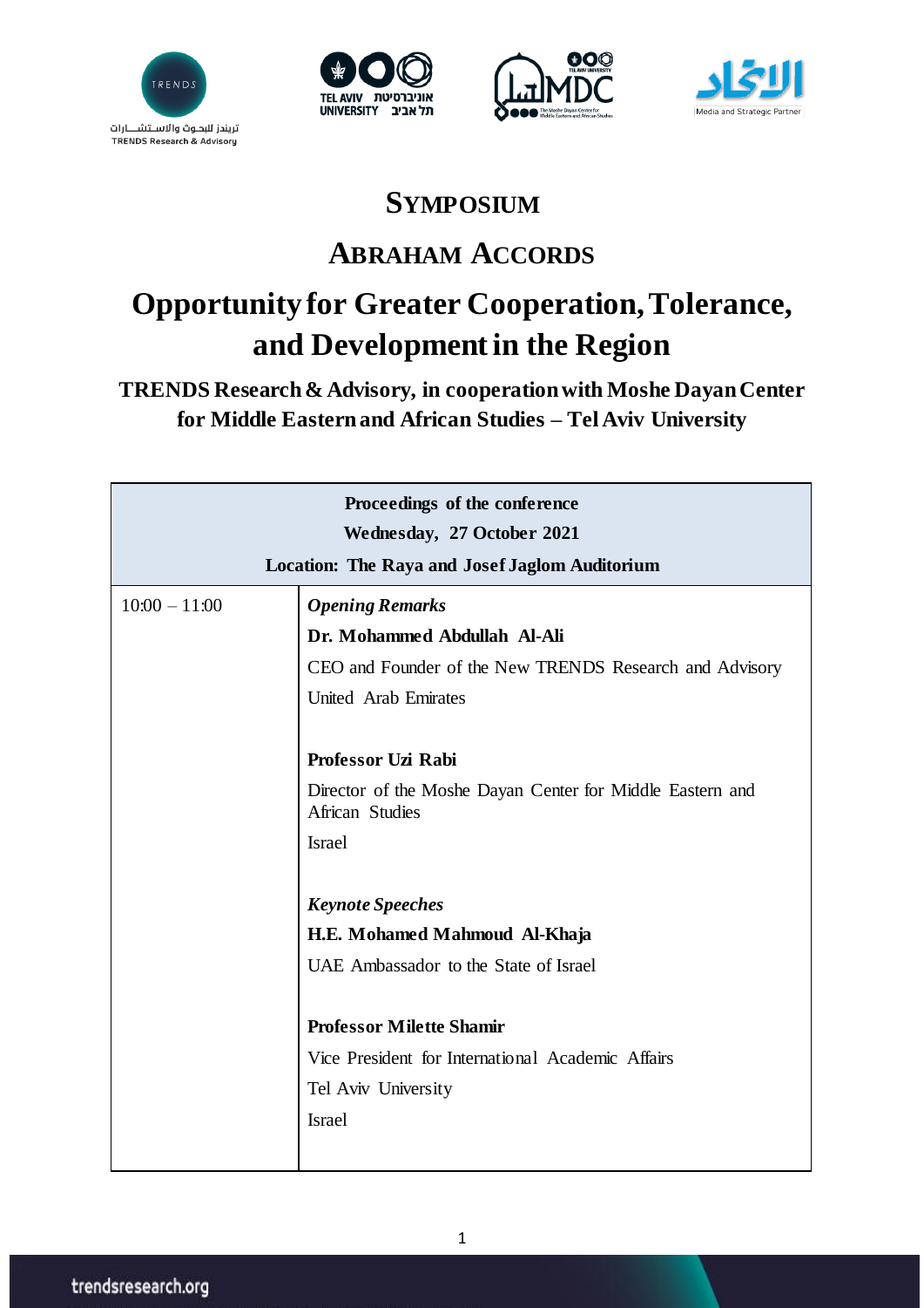# SYMPOSIUM

# ABRAHAM ACCORDS

# Opportunity for Greater Cooperation, Tolerance, and Development in the Region

**TRENDS Research & Advisory, in cooperation with Moshe Dayan Center for Middle Eastern and African Studies – Tel Aviv University**

| Proceedings of the conference<br>Wednesday, 27 October 2021<br>Location: The Raya and Josef Jaglom Auditorium | |
|---|---|
| 10:00 – 11:00 | ***Opening Remarks***<br>**Dr. Mohammed Abdullah Al-Ali**<br>CEO and Founder of the New TRENDS Research and Advisory<br>United Arab Emirates<br><br>**Professor Uzi Rabi**<br>Director of the Moshe Dayan Center for Middle Eastern and African Studies<br>Israel<br><br>***Keynote Speeches***<br>**H.E. Mohamed Mahmoud Al-Khaja**<br>UAE Ambassador to the State of Israel<br><br>**Professor Milette Shamir**<br>Vice President for International Academic Affairs<br>Tel Aviv University<br>Israel |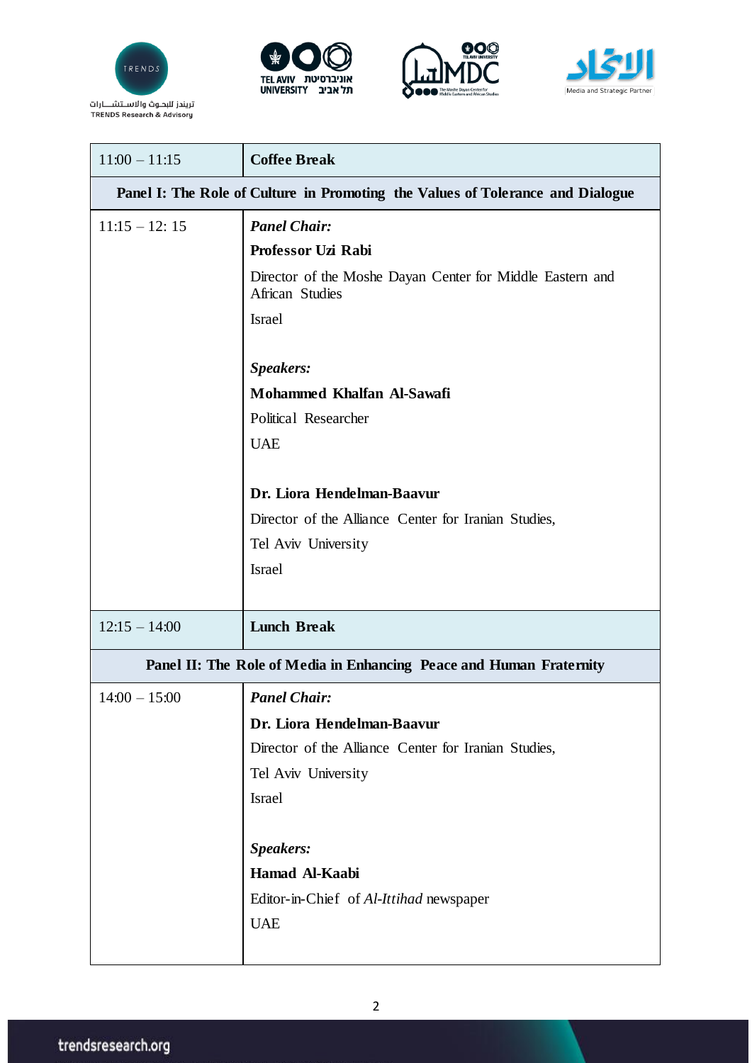| | |
|---|---|
| 11:00 – 11:15 | **Coffee Break** |
| **Panel I: The Role of Culture in Promoting the Values of Tolerance and Dialogue** | |
| 11:15 – 12: 15 | ***Panel Chair:***<br>**Professor Uzi Rabi**<br>Director of the Moshe Dayan Center for Middle Eastern and African Studies<br>Israel<br><br>***Speakers:***<br>**Mohammed Khalfan Al-Sawafi**<br>Political Researcher<br>UAE<br><br>**Dr. Liora Hendelman-Baavur**<br>Director of the Alliance Center for Iranian Studies,<br>Tel Aviv University<br>Israel |
| 12:15 – 14:00 | **Lunch Break** |
| **Panel II: The Role of Media in Enhancing Peace and Human Fraternity** | |
| 14:00 – 15:00 | ***Panel Chair:***<br>**Dr. Liora Hendelman-Baavur**<br>Director of the Alliance Center for Iranian Studies,<br>Tel Aviv University<br>Israel<br><br>***Speakers:***<br>**Hamad Al-Kaabi**<br>Editor-in-Chief of *Al-Ittihad* newspaper<br>UAE |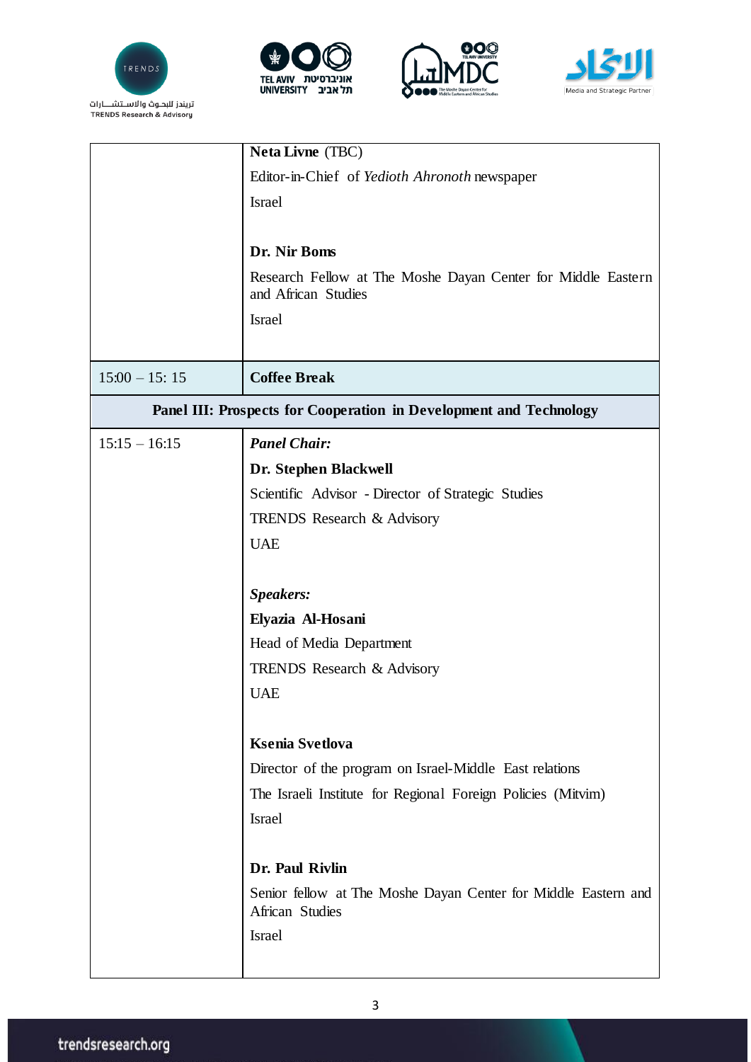| | |
|---|---|
| | **Neta Livne** (TBC)<br>Editor-in-Chief of *Yedioth Ahronoth* newspaper<br>Israel<br><br>**Dr. Nir Boms**<br>Research Fellow at The Moshe Dayan Center for Middle Eastern and African Studies<br>Israel |
| 15:00 – 15: 15 | **Coffee Break** |
| **Panel III: Prospects for Cooperation in Development and Technology** | |
| 15:15 – 16:15 | ***Panel Chair:***<br>**Dr. Stephen Blackwell**<br>Scientific Advisor - Director of Strategic Studies<br>TRENDS Research & Advisory<br>UAE<br><br>***Speakers:***<br>**Elyazia Al-Hosani**<br>Head of Media Department<br>TRENDS Research & Advisory<br>UAE<br><br>**Ksenia Svetlova**<br>Director of the program on Israel-Middle East relations<br>The Israeli Institute for Regional Foreign Policies (Mitvim)<br>Israel<br><br>**Dr. Paul Rivlin**<br>Senior fellow at The Moshe Dayan Center for Middle Eastern and African Studies<br>Israel |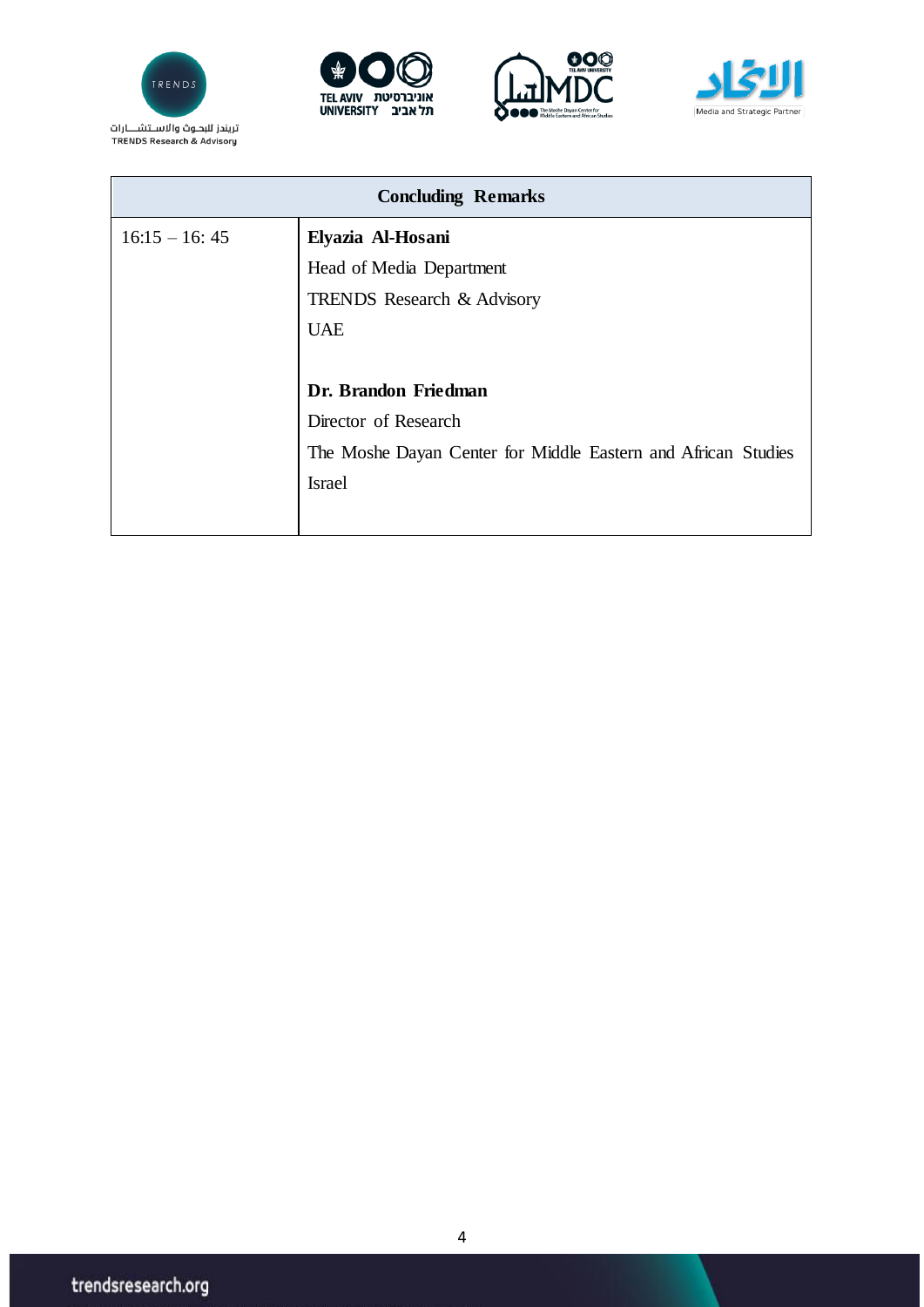| Concluding Remarks | |
|---|---|
| 16:15 – 16: 45 | **Elyazia Al-Hosani**<br>Head of Media Department<br>TRENDS Research & Advisory<br>UAE<br><br>**Dr. Brandon Friedman**<br>Director of Research<br>The Moshe Dayan Center for Middle Eastern and African Studies<br>Israel |